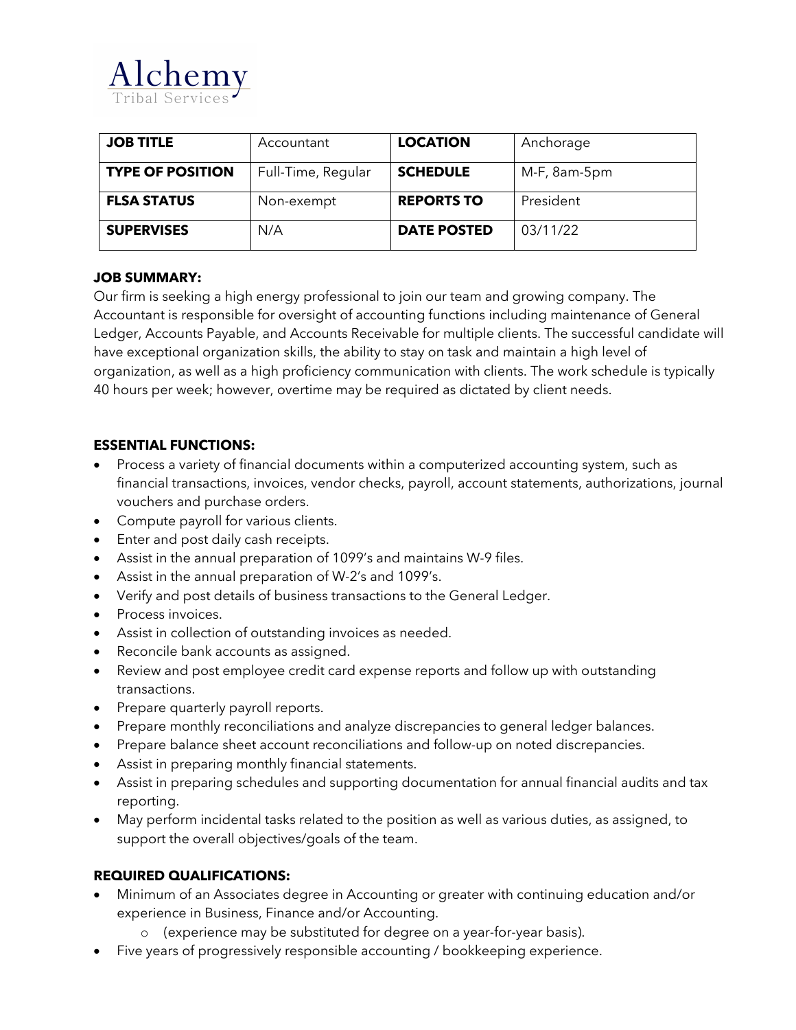Alchemy
Tribal Services

| JOB TITLE | Accountant | LOCATION | Anchorage |
|---|---|---|---|
| TYPE OF POSITION | Full-Time, Regular | SCHEDULE | M-F, 8am-5pm |
| FLSA STATUS | Non-exempt | REPORTS TO | President |
| SUPERVISES | N/A | DATE POSTED | 03/11/22 |

**JOB SUMMARY:**

Our firm is seeking a high energy professional to join our team and growing company. The Accountant is responsible for oversight of accounting functions including maintenance of General Ledger, Accounts Payable, and Accounts Receivable for multiple clients. The successful candidate will have exceptional organization skills, the ability to stay on task and maintain a high level of organization, as well as a high proficiency communication with clients. The work schedule is typically 40 hours per week; however, overtime may be required as dictated by client needs.

**ESSENTIAL FUNCTIONS:**

- Process a variety of financial documents within a computerized accounting system, such as financial transactions, invoices, vendor checks, payroll, account statements, authorizations, journal vouchers and purchase orders.
- Compute payroll for various clients.
- Enter and post daily cash receipts.
- Assist in the annual preparation of 1099's and maintains W-9 files.
- Assist in the annual preparation of W-2's and 1099's.
- Verify and post details of business transactions to the General Ledger.
- Process invoices.
- Assist in collection of outstanding invoices as needed.
- Reconcile bank accounts as assigned.
- Review and post employee credit card expense reports and follow up with outstanding transactions.
- Prepare quarterly payroll reports.
- Prepare monthly reconciliations and analyze discrepancies to general ledger balances.
- Prepare balance sheet account reconciliations and follow-up on noted discrepancies.
- Assist in preparing monthly financial statements.
- Assist in preparing schedules and supporting documentation for annual financial audits and tax reporting.
- May perform incidental tasks related to the position as well as various duties, as assigned, to support the overall objectives/goals of the team.

**REQUIRED QUALIFICATIONS:**

- Minimum of an Associates degree in Accounting or greater with continuing education and/or experience in Business, Finance and/or Accounting.
  - (experience may be substituted for degree on a year-for-year basis).
- Five years of progressively responsible accounting / bookkeeping experience.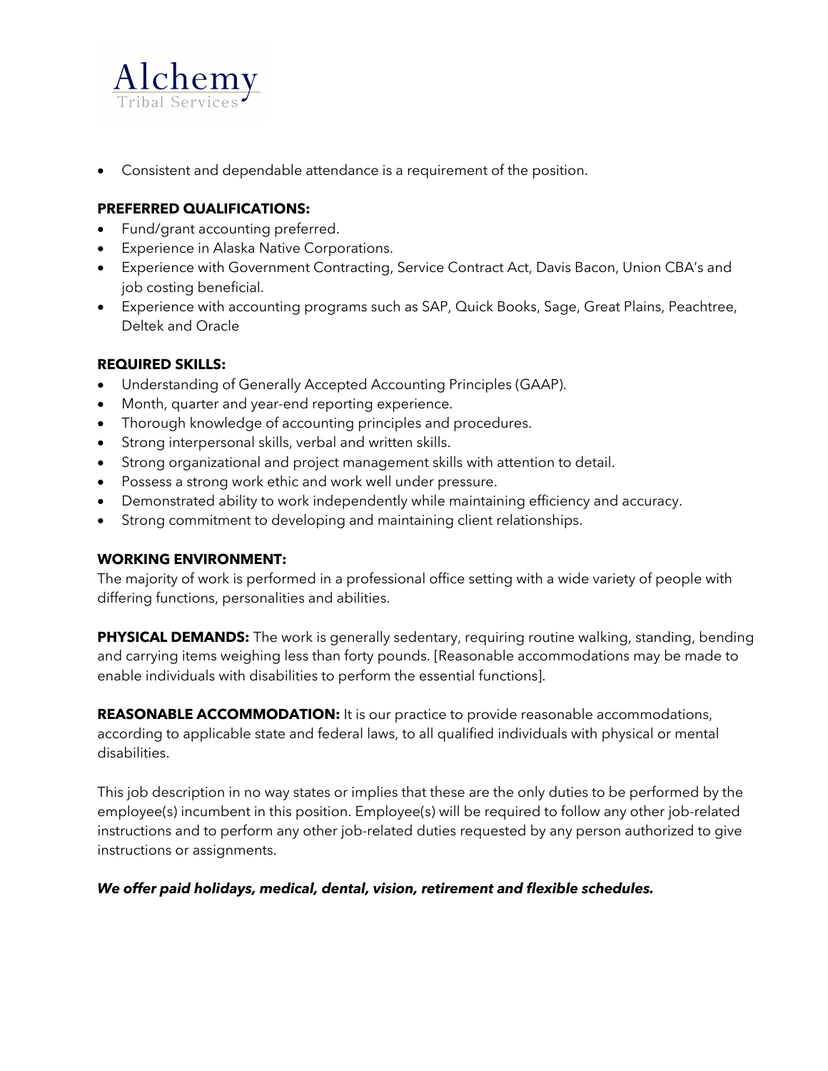- Consistent and dependable attendance is a requirement of the position.

**PREFERRED QUALIFICATIONS:**

- Fund/grant accounting preferred.
- Experience in Alaska Native Corporations.
- Experience with Government Contracting, Service Contract Act, Davis Bacon, Union CBA's and job costing beneficial.
- Experience with accounting programs such as SAP, Quick Books, Sage, Great Plains, Peachtree, Deltek and Oracle

**REQUIRED SKILLS:**

- Understanding of Generally Accepted Accounting Principles (GAAP).
- Month, quarter and year-end reporting experience.
- Thorough knowledge of accounting principles and procedures.
- Strong interpersonal skills, verbal and written skills.
- Strong organizational and project management skills with attention to detail.
- Possess a strong work ethic and work well under pressure.
- Demonstrated ability to work independently while maintaining efficiency and accuracy.
- Strong commitment to developing and maintaining client relationships.

**WORKING ENVIRONMENT:**

The majority of work is performed in a professional office setting with a wide variety of people with differing functions, personalities and abilities.

**PHYSICAL DEMANDS:** The work is generally sedentary, requiring routine walking, standing, bending and carrying items weighing less than forty pounds. [Reasonable accommodations may be made to enable individuals with disabilities to perform the essential functions].

**REASONABLE ACCOMMODATION:** It is our practice to provide reasonable accommodations, according to applicable state and federal laws, to all qualified individuals with physical or mental disabilities.

This job description in no way states or implies that these are the only duties to be performed by the employee(s) incumbent in this position. Employee(s) will be required to follow any other job-related instructions and to perform any other job-related duties requested by any person authorized to give instructions or assignments.

***We offer paid holidays, medical, dental, vision, retirement and flexible schedules.***